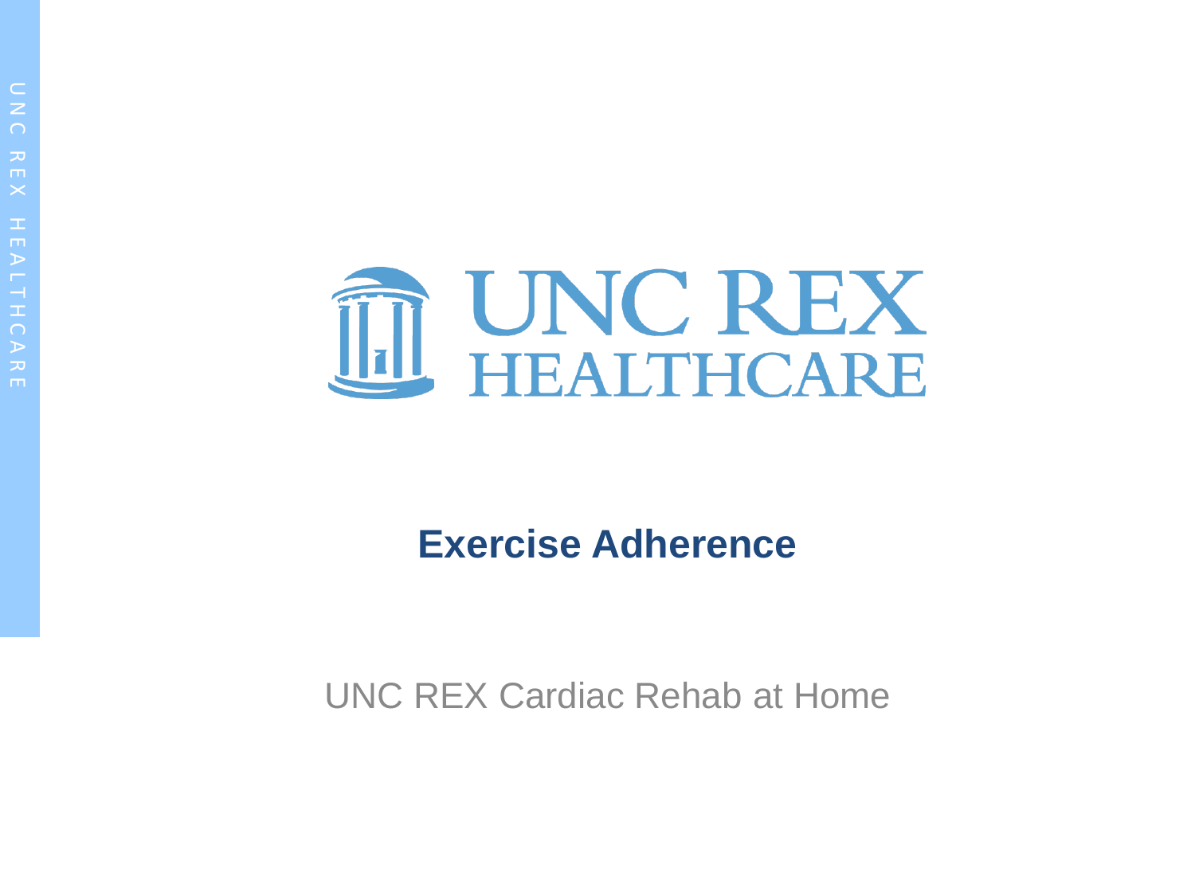UNC REX HEALTHCARE

# Exercise Adherence

UNC REX Cardiac Rehab at Home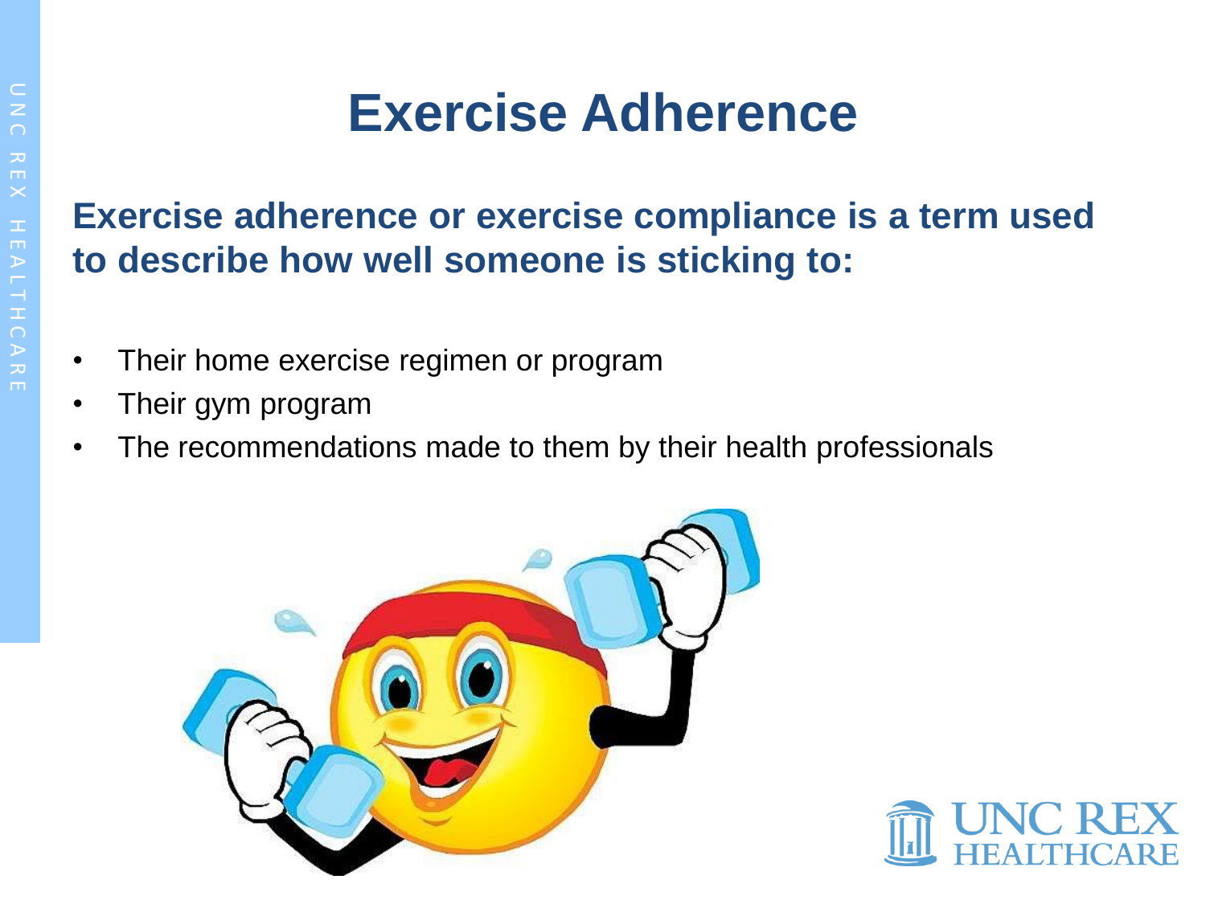# Exercise Adherence

**Exercise adherence or exercise compliance is a term used to describe how well someone is sticking to:**

- Their home exercise regimen or program
- Their gym program
- The recommendations made to them by their health professionals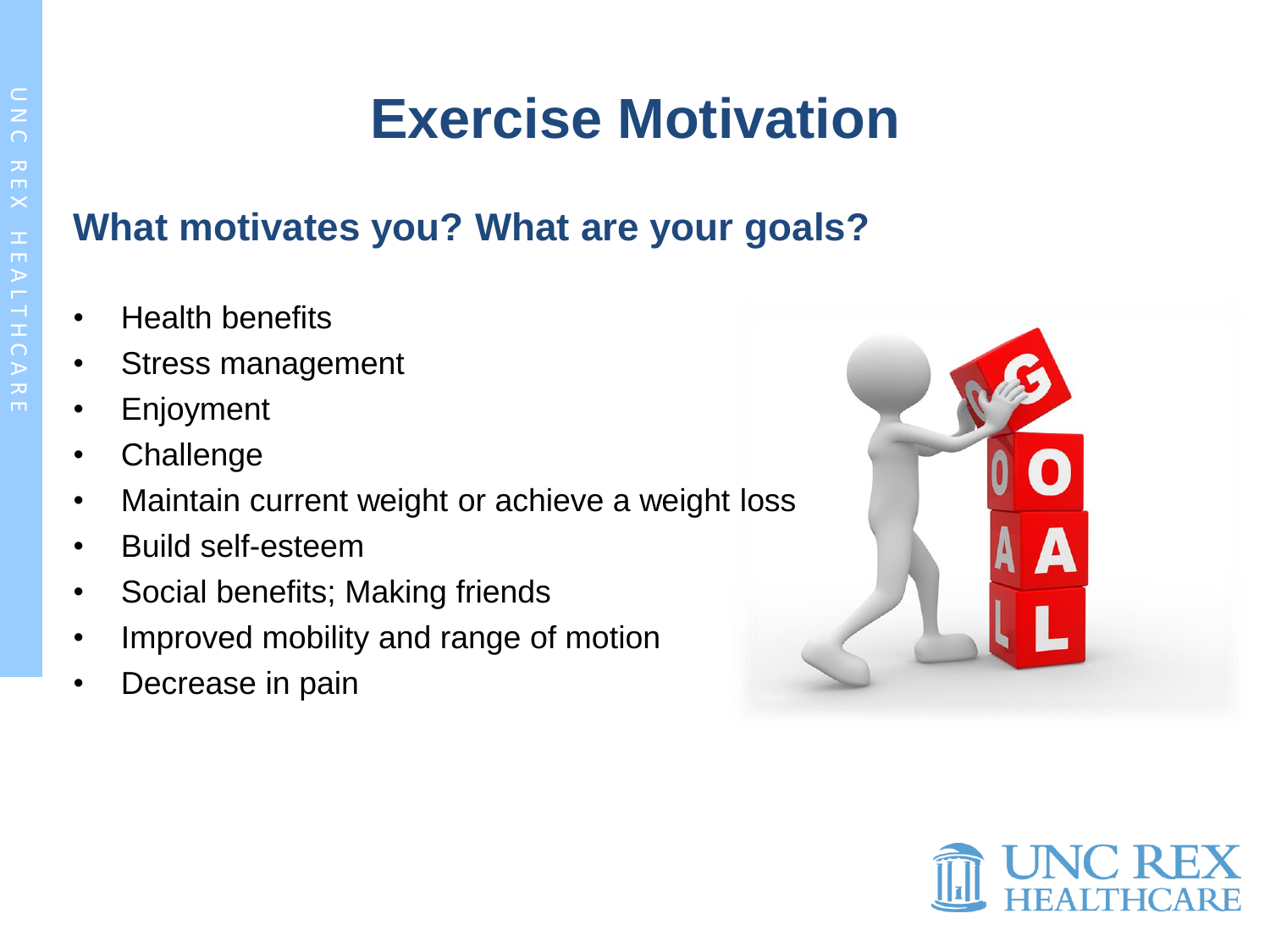# Exercise Motivation

## What motivates you? What are your goals?

- Health benefits
- Stress management
- Enjoyment
- Challenge
- Maintain current weight or achieve a weight loss
- Build self-esteem
- Social benefits; Making friends
- Improved mobility and range of motion
- Decrease in pain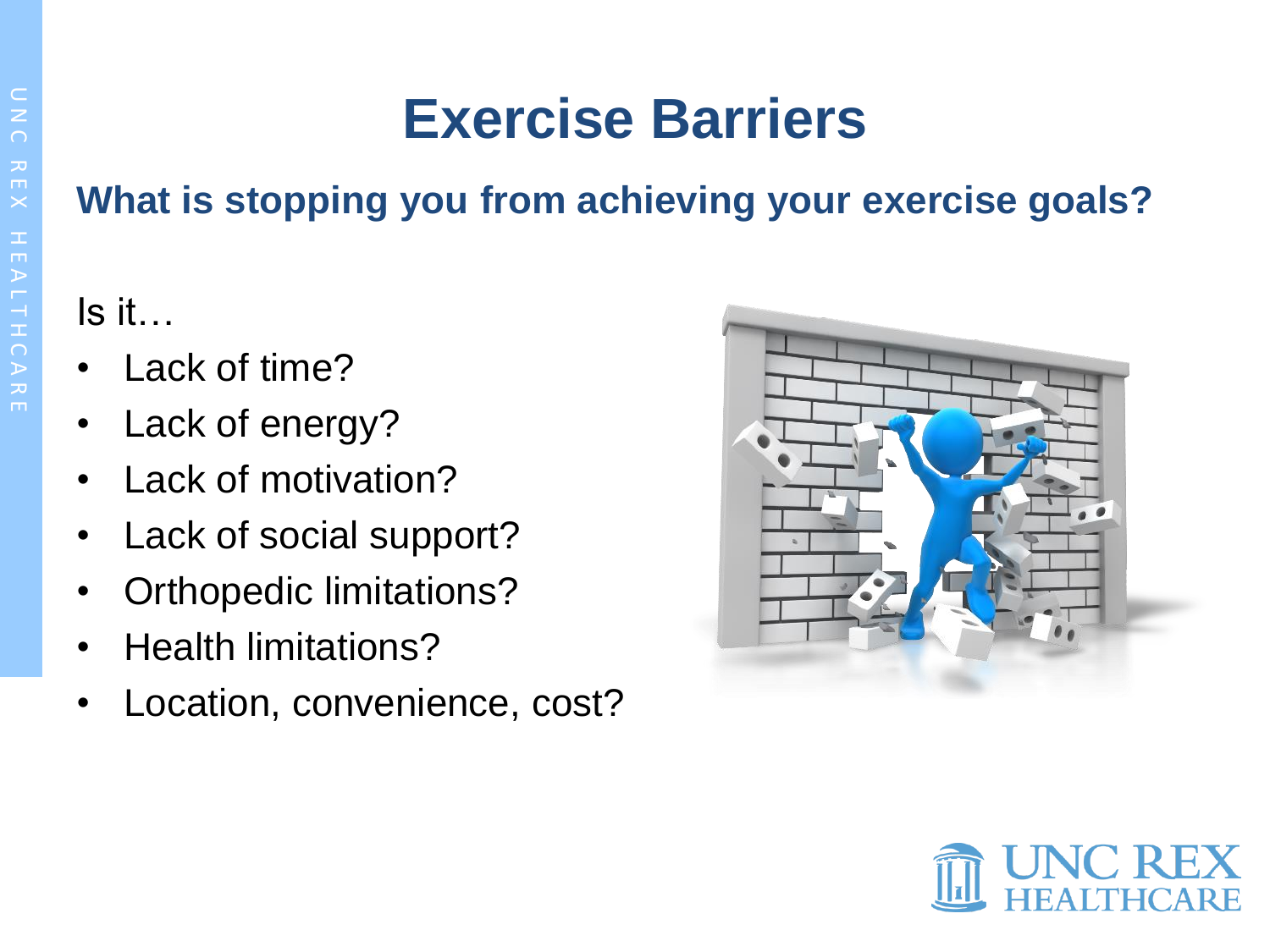# Exercise Barriers

**What is stopping you from achieving your exercise goals?**

Is it…

- Lack of time?
- Lack of energy?
- Lack of motivation?
- Lack of social support?
- Orthopedic limitations?
- Health limitations?
- Location, convenience, cost?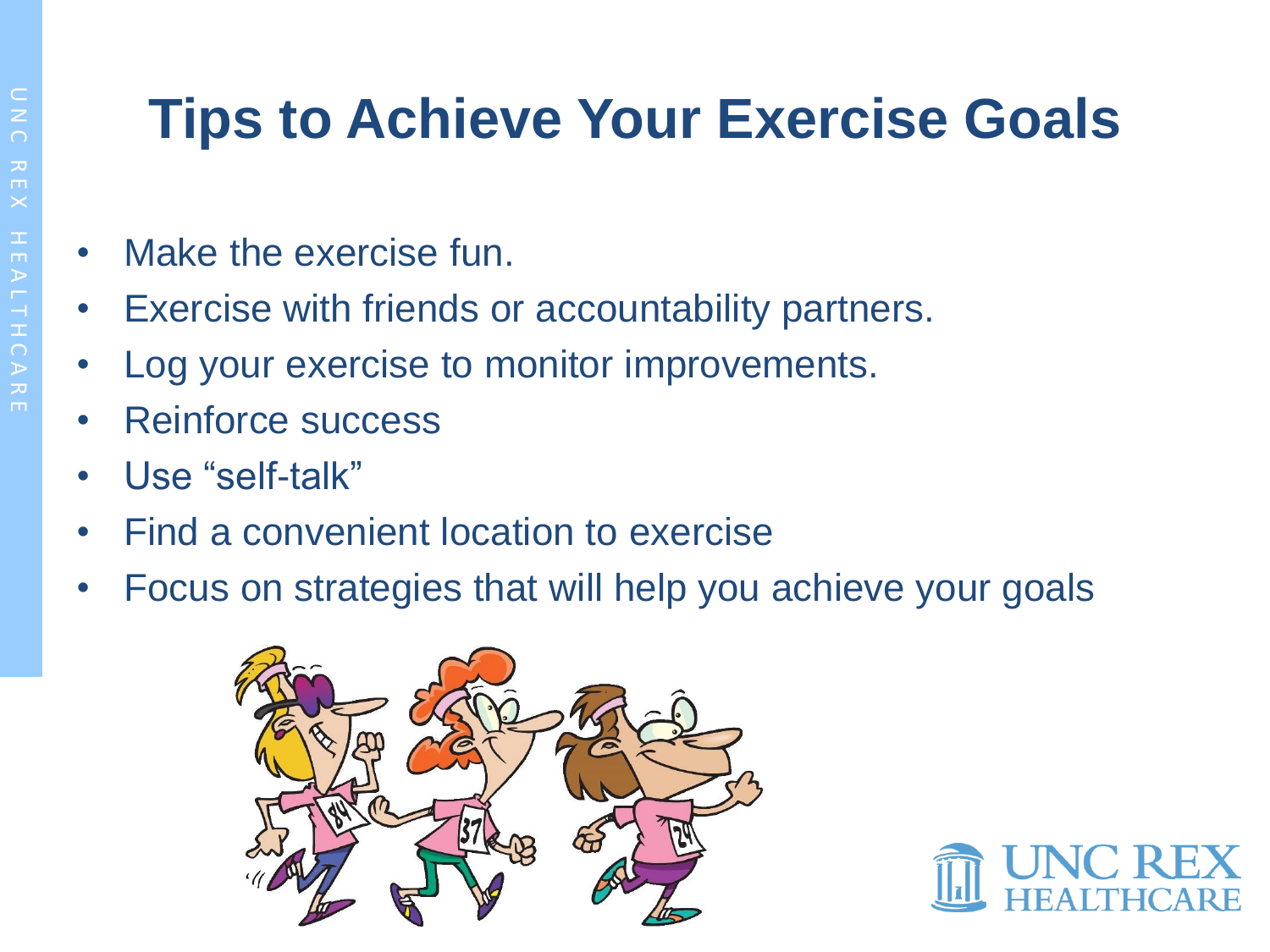# Tips to Achieve Your Exercise Goals

- Make the exercise fun.
- Exercise with friends or accountability partners.
- Log your exercise to monitor improvements.
- Reinforce success
- Use “self-talk”
- Find a convenient location to exercise
- Focus on strategies that will help you achieve your goals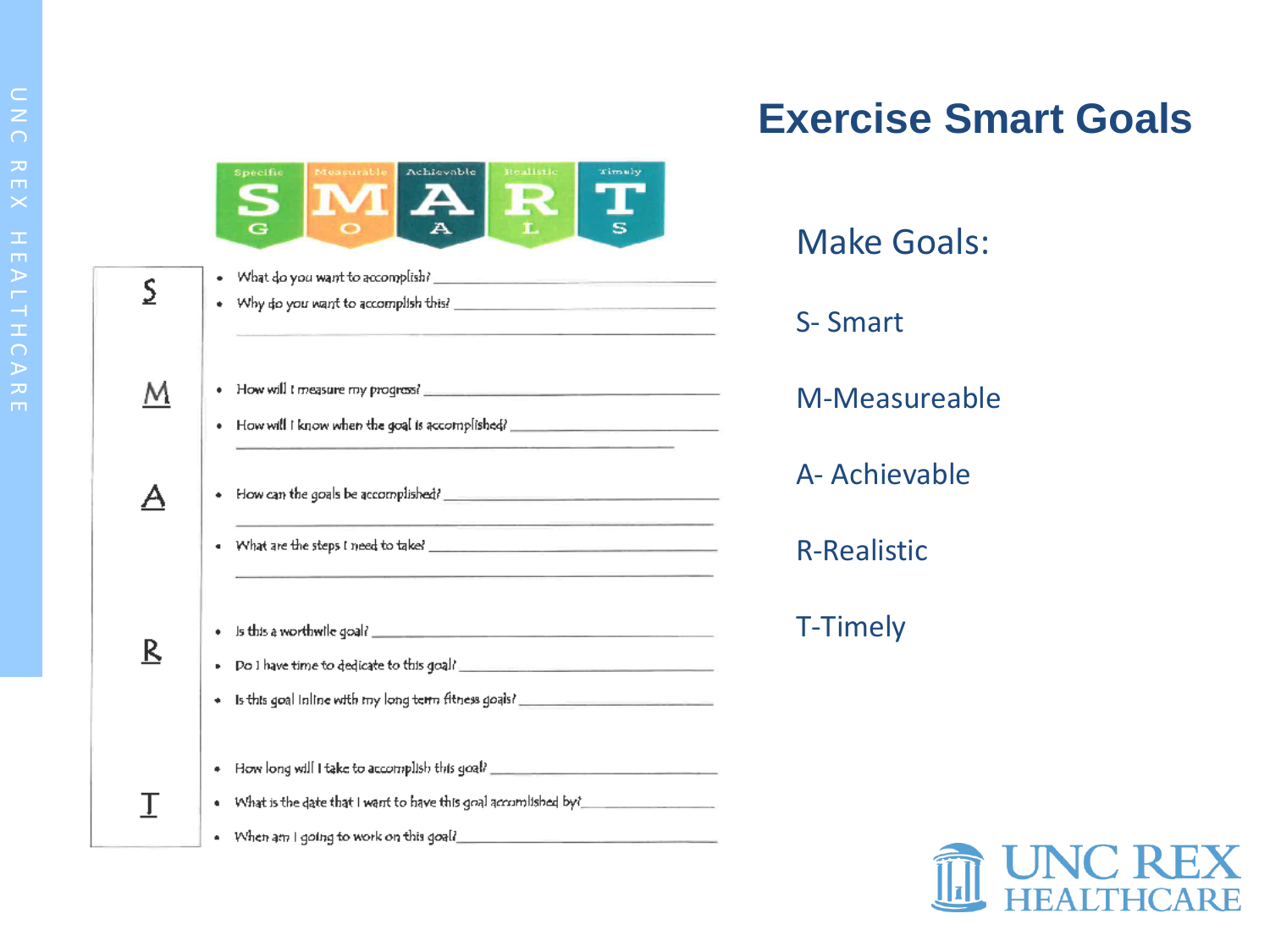# Exercise Smart Goals

Make Goals:

S- Smart

M-Measureable

A- Achievable

R-Realistic

T-Timely

| Specific S G | Measurable M O | Achievable A A | Realistic R L | Timely T S |
|---|---|---|---|---|

**S**

- What do you want to accomplish? ______________________
- Why do you want to accomplish this? ______________________

**M**

- How will I measure my progress? ______________________
- How will I know when the goal is accomplished? ______________________

**A**

- How can the goals be accomplished? ______________________
- What are the steps I need to take? ______________________

**R**

- Is this a worthwile goal? ______________________
- Do I have time to dedicate to this goal? ______________________
- Is this goal inline with my long term fitness goals? ______________________

**T**

- How long will I take to accomplish this goal? ______________________
- What is the date that I want to have this goal accomlished by? ______________________
- When am I going to work on this goal? ______________________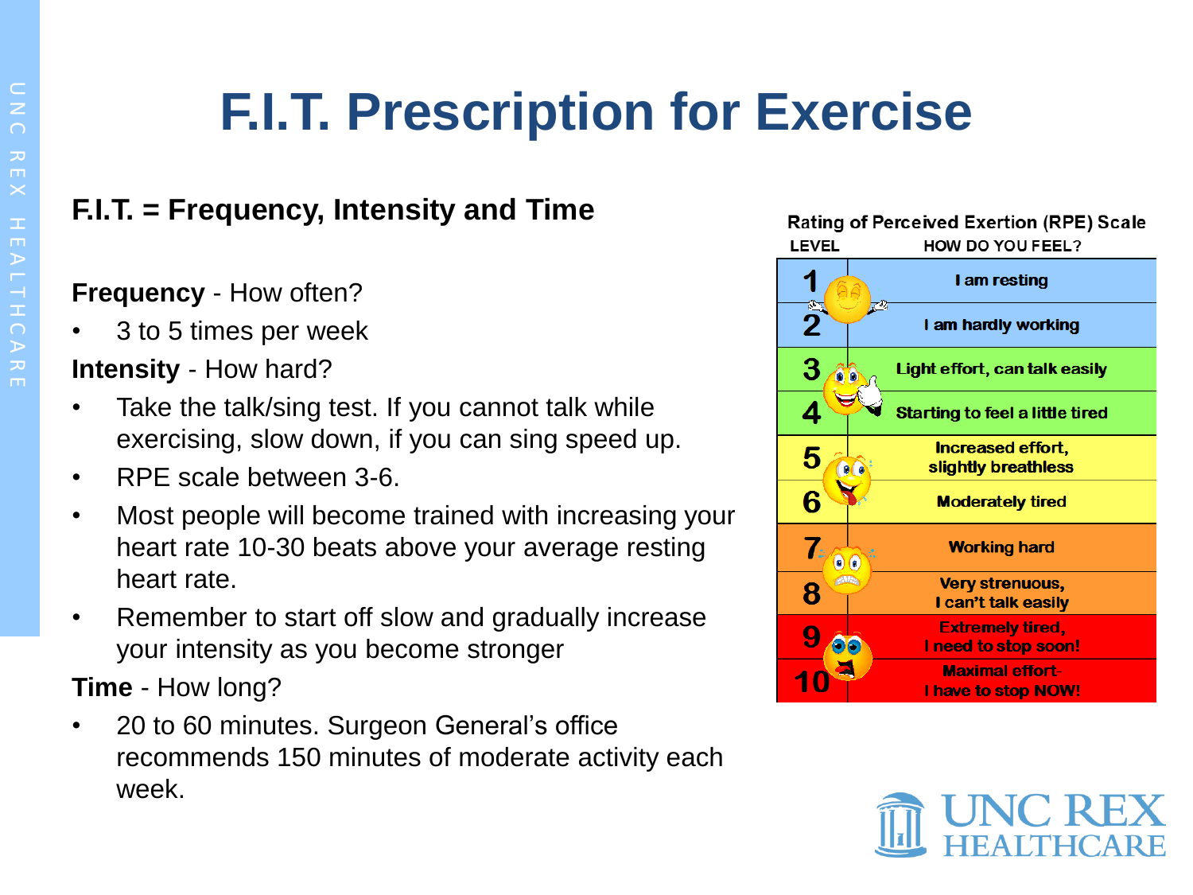# F.I.T. Prescription for Exercise

**F.I.T. = Frequency, Intensity and Time**

**Frequency** - How often?

- 3 to 5 times per week

**Intensity** - How hard?

- Take the talk/sing test. If you cannot talk while exercising, slow down, if you can sing speed up.
- RPE scale between 3-6.
- Most people will become trained with increasing your heart rate 10-30 beats above your average resting heart rate.
- Remember to start off slow and gradually increase your intensity as you become stronger

**Time** - How long?

- 20 to 60 minutes. Surgeon General's office recommends 150 minutes of moderate activity each week.

**Rating of Perceived Exertion (RPE) Scale**

| LEVEL | HOW DO YOU FEEL? |
|---|---|
| 1 | I am resting |
| 2 | I am hardly working |
| 3 | Light effort, can talk easily |
| 4 | Starting to feel a little tired |
| 5 | Increased effort, slightly breathless |
| 6 | Moderately tired |
| 7 | Working hard |
| 8 | Very strenuous, I can't talk easily |
| 9 | Extremely tired, I need to stop soon! |
| 10 | Maximal effort- I have to stop NOW! |